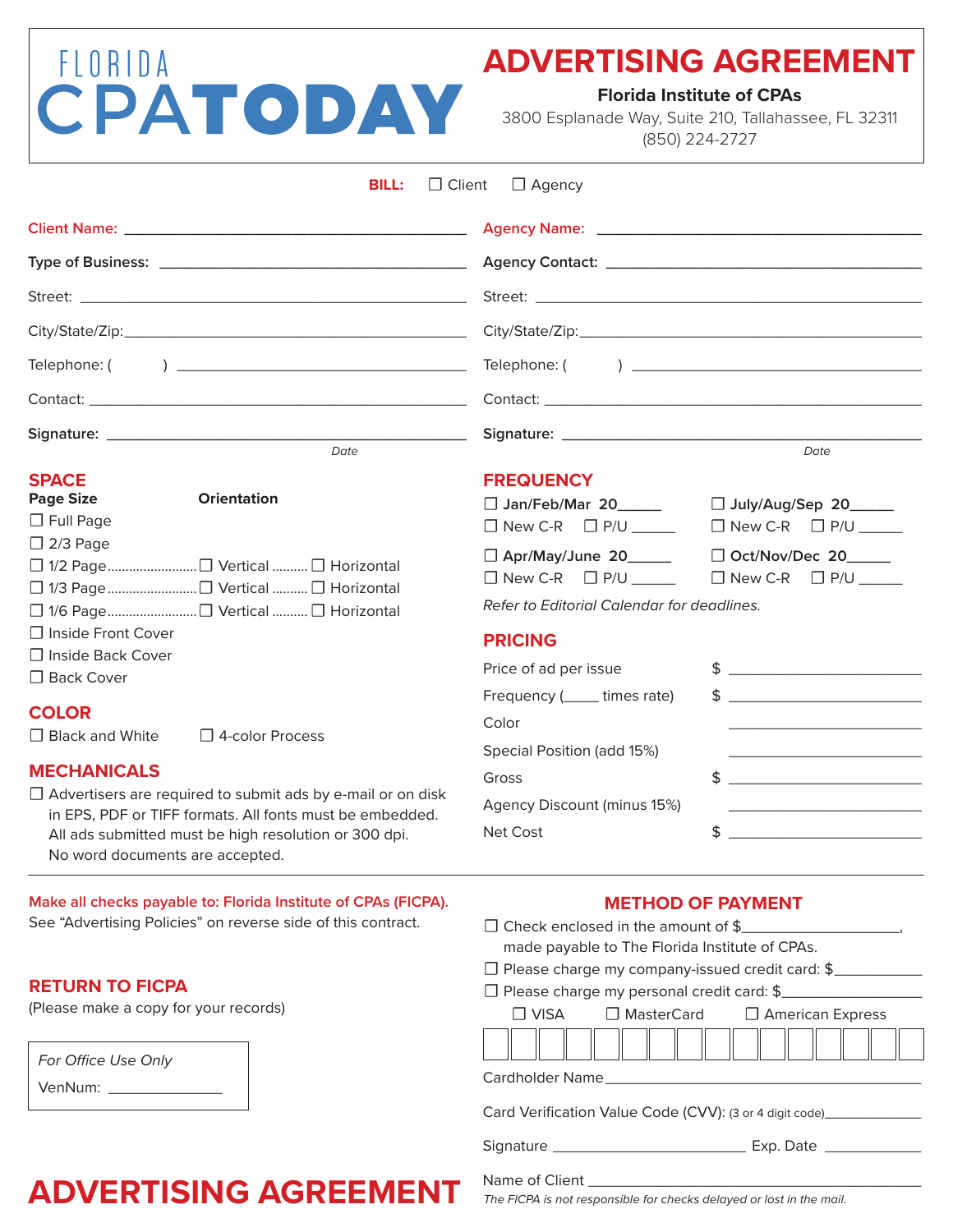# FLORIDA CPA TODAY

# ADVERTISING AGREEMENT

**Florida Institute of CPAs**
3800 Esplanade Way, Suite 210, Tallahassee, FL 32311
(850) 224-2727

**BILL:** ☐ Client ☐ Agency

**Client Name:** ______________________________

**Type of Business:** ______________________________

Street: ______________________________

City/State/Zip: ______________________________

Telephone: ( ) ______________________________

Contact: ______________________________

**Signature:** ______________________________
*Date*

**Agency Name:** ______________________________

**Agency Contact:** ______________________________

Street: ______________________________

City/State/Zip: ______________________________

Telephone: ( ) ______________________________

Contact: ______________________________

**Signature:** ______________________________
*Date*

## SPACE

**Page Size** — **Orientation**

- ☐ Full Page
- ☐ 2/3 Page
- ☐ 1/2 Page ........ ☐ Vertical ........ ☐ Horizontal
- ☐ 1/3 Page ........ ☐ Vertical ........ ☐ Horizontal
- ☐ 1/6 Page ........ ☐ Vertical ........ ☐ Horizontal
- ☐ Inside Front Cover
- ☐ Inside Back Cover
- ☐ Back Cover

## COLOR

☐ Black and White ☐ 4-color Process

## MECHANICALS

☐ Advertisers are required to submit ads by e-mail or on disk in EPS, PDF or TIFF formats. All fonts must be embedded. All ads submitted must be high resolution or 300 dpi. No word documents are accepted.

## FREQUENCY

- ☐ **Jan/Feb/Mar 20_____**
  ☐ New C-R ☐ P/U _____
- ☐ **July/Aug/Sep 20_____**
  ☐ New C-R ☐ P/U _____
- ☐ **Apr/May/June 20_____**
  ☐ New C-R ☐ P/U _____
- ☐ **Oct/Nov/Dec 20_____**
  ☐ New C-R ☐ P/U _____

*Refer to Editorial Calendar for deadlines.*

## PRICING

| | |
|---|---|
| Price of ad per issue | $ ______________ |
| Frequency (_____ times rate) | $ ______________ |
| Color | ______________ |
| Special Position (add 15%) | ______________ |
| Gross | $ ______________ |
| Agency Discount (minus 15%) | ______________ |
| Net Cost | $ ______________ |

Make all checks payable to: Florida Institute of CPAs (FICPA).
See "Advertising Policies" on reverse side of this contract.

## RETURN TO FICPA

(Please make a copy for your records)

*For Office Use Only*
VenNum: ______________

## METHOD OF PAYMENT

- ☐ Check enclosed in the amount of $______________, made payable to The Florida Institute of CPAs.
- ☐ Please charge my company-issued credit card: $______________
- ☐ Please charge my personal credit card: $______________

☐ VISA ☐ MasterCard ☐ American Express

| | | | | | | | | | | | | | | | |
|---|---|---|---|---|---|---|---|---|---|---|---|---|---|---|---|
| | | | | | | | | | | | | | | | |

Cardholder Name ______________________________

Card Verification Value Code (CVV): (3 or 4 digit code)______________

Signature ______________________ Exp. Date ______________

Name of Client ______________________________

*The FICPA is not responsible for checks delayed or lost in the mail.*

# ADVERTISING AGREEMENT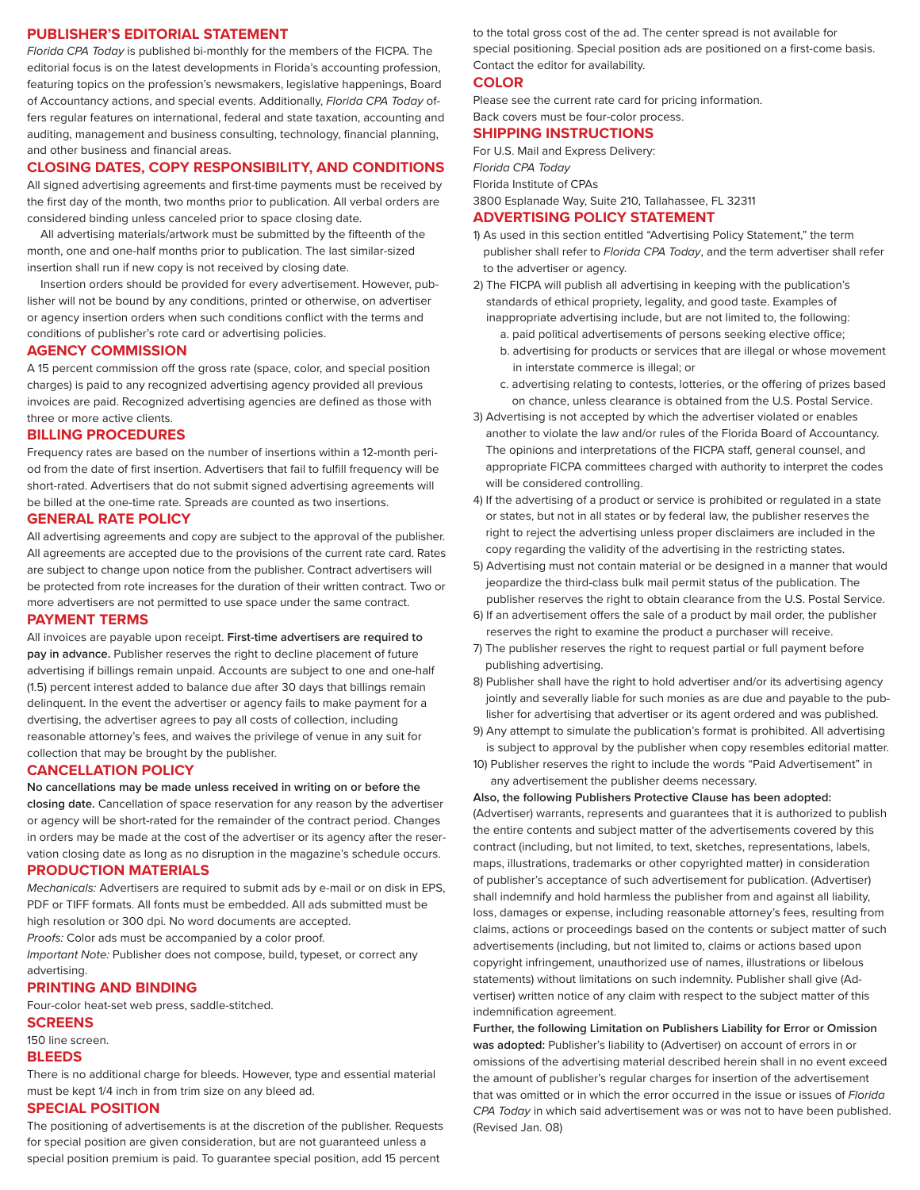## PUBLISHER'S EDITORIAL STATEMENT

*Florida CPA Today* is published bi-monthly for the members of the FICPA. The editorial focus is on the latest developments in Florida's accounting profession, featuring topics on the profession's newsmakers, legislative happenings, Board of Accountancy actions, and special events. Additionally, *Florida CPA Today* offers regular features on international, federal and state taxation, accounting and auditing, management and business consulting, technology, financial planning, and other business and financial areas.

## CLOSING DATES, COPY RESPONSIBILITY, AND CONDITIONS

All signed advertising agreements and first-time payments must be received by the first day of the month, two months prior to publication. All verbal orders are considered binding unless canceled prior to space closing date.

All advertising materials/artwork must be submitted by the fifteenth of the month, one and one-half months prior to publication. The last similar-sized insertion shall run if new copy is not received by closing date.

Insertion orders should be provided for every advertisement. However, publisher will not be bound by any conditions, printed or otherwise, on advertiser or agency insertion orders when such conditions conflict with the terms and conditions of publisher's rote card or advertising policies.

## AGENCY COMMISSION

A 15 percent commission off the gross rate (space, color, and special position charges) is paid to any recognized advertising agency provided all previous invoices are paid. Recognized advertising agencies are defined as those with three or more active clients.

## BILLING PROCEDURES

Frequency rates are based on the number of insertions within a 12-month period from the date of first insertion. Advertisers that fail to fulfill frequency will be short-rated. Advertisers that do not submit signed advertising agreements will be billed at the one-time rate. Spreads are counted as two insertions.

## GENERAL RATE POLICY

All advertising agreements and copy are subject to the approval of the publisher. All agreements are accepted due to the provisions of the current rate card. Rates are subject to change upon notice from the publisher. Contract advertisers will be protected from rote increases for the duration of their written contract. Two or more advertisers are not permitted to use space under the same contract.

## PAYMENT TERMS

All invoices are payable upon receipt. **First-time advertisers are required to pay in advance.** Publisher reserves the right to decline placement of future advertising if billings remain unpaid. Accounts are subject to one and one-half (1.5) percent interest added to balance due after 30 days that billings remain delinquent. In the event the advertiser or agency fails to make payment for a dvertising, the advertiser agrees to pay all costs of collection, including reasonable attorney's fees, and waives the privilege of venue in any suit for collection that may be brought by the publisher.

## CANCELLATION POLICY

**No cancellations may be made unless received in writing on or before the closing date.** Cancellation of space reservation for any reason by the advertiser or agency will be short-rated for the remainder of the contract period. Changes in orders may be made at the cost of the advertiser or its agency after the reservation closing date as long as no disruption in the magazine's schedule occurs.

## PRODUCTION MATERIALS

*Mechanicals:* Advertisers are required to submit ads by e-mail or on disk in EPS, PDF or TIFF formats. All fonts must be embedded. All ads submitted must be high resolution or 300 dpi. No word documents are accepted.

*Proofs:* Color ads must be accompanied by a color proof.

*Important Note:* Publisher does not compose, build, typeset, or correct any advertising.

## PRINTING AND BINDING

Four-color heat-set web press, saddle-stitched.

## SCREENS

150 line screen.

## BLEEDS

There is no additional charge for bleeds. However, type and essential material must be kept 1/4 inch in from trim size on any bleed ad.

## SPECIAL POSITION

The positioning of advertisements is at the discretion of the publisher. Requests for special position are given consideration, but are not guaranteed unless a special position premium is paid. To guarantee special position, add 15 percent to the total gross cost of the ad. The center spread is not available for special positioning. Special position ads are positioned on a first-come basis. Contact the editor for availability.

## COLOR

Please see the current rate card for pricing information.

Back covers must be four-color process.

## SHIPPING INSTRUCTIONS

For U.S. Mail and Express Delivery:

*Florida CPA Today*
Florida Institute of CPAs
3800 Esplanade Way, Suite 210, Tallahassee, FL 32311

## ADVERTISING POLICY STATEMENT

1) As used in this section entitled "Advertising Policy Statement," the term publisher shall refer to *Florida CPA Today*, and the term advertiser shall refer to the advertiser or agency.
2) The FICPA will publish all advertising in keeping with the publication's standards of ethical propriety, legality, and good taste. Examples of inappropriate advertising include, but are not limited to, the following:
   a. paid political advertisements of persons seeking elective office;
   b. advertising for products or services that are illegal or whose movement in interstate commerce is illegal; or
   c. advertising relating to contests, lotteries, or the offering of prizes based on chance, unless clearance is obtained from the U.S. Postal Service.
3) Advertising is not accepted by which the advertiser violated or enables another to violate the law and/or rules of the Florida Board of Accountancy. The opinions and interpretations of the FICPA staff, general counsel, and appropriate FICPA committees charged with authority to interpret the codes will be considered controlling.
4) If the advertising of a product or service is prohibited or regulated in a state or states, but not in all states or by federal law, the publisher reserves the right to reject the advertising unless proper disclaimers are included in the copy regarding the validity of the advertising in the restricting states.
5) Advertising must not contain material or be designed in a manner that would jeopardize the third-class bulk mail permit status of the publication. The publisher reserves the right to obtain clearance from the U.S. Postal Service.
6) If an advertisement offers the sale of a product by mail order, the publisher reserves the right to examine the product a purchaser will receive.
7) The publisher reserves the right to request partial or full payment before publishing advertising.
8) Publisher shall have the right to hold advertiser and/or its advertising agency jointly and severally liable for such monies as are due and payable to the publisher for advertising that advertiser or its agent ordered and was published.
9) Any attempt to simulate the publication's format is prohibited. All advertising is subject to approval by the publisher when copy resembles editorial matter.
10) Publisher reserves the right to include the words "Paid Advertisement" in any advertisement the publisher deems necessary.

**Also, the following Publishers Protective Clause has been adopted:** (Advertiser) warrants, represents and guarantees that it is authorized to publish the entire contents and subject matter of the advertisements covered by this contract (including, but not limited to, text, sketches, representations, labels, maps, illustrations, trademarks or other copyrighted matter) in consideration of publisher's acceptance of such advertisement for publication. (Advertiser) shall indemnify and hold harmless the publisher from and against all liability, loss, damages or expense, including reasonable attorney's fees, resulting from claims, actions or proceedings based on the contents or subject matter of such advertisements (including, but not limited to, claims or actions based upon copyright infringement, unauthorized use of names, illustrations or libelous statements) without limitations on such indemnity. Publisher shall give (Advertiser) written notice of any claim with respect to the subject matter of this indemnification agreement.

**Further, the following Limitation on Publishers Liability for Error or Omission was adopted:** Publisher's liability to (Advertiser) on account of errors in or omissions of the advertising material described herein shall in no event exceed the amount of publisher's regular charges for insertion of the advertisement that was omitted or in which the error occurred in the issue or issues of *Florida CPA Today* in which said advertisement was or was not to have been published. (Revised Jan. 08)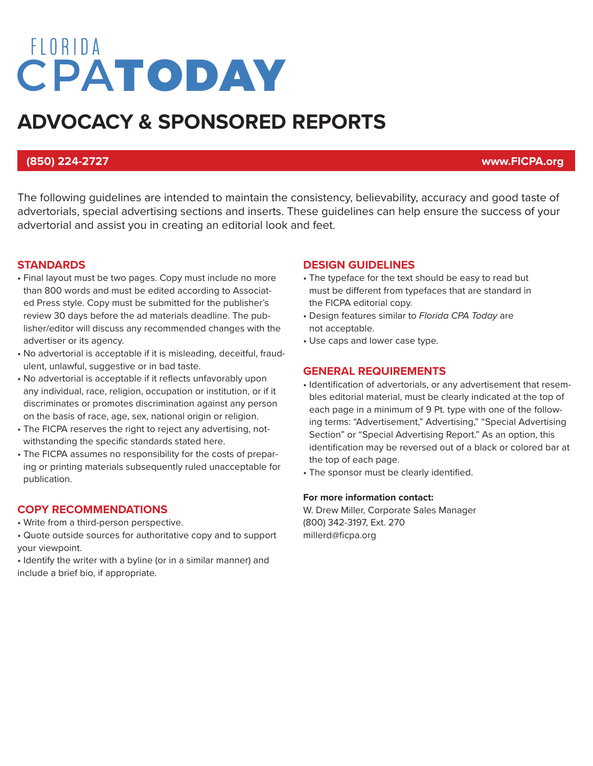# FLORIDA CPATODAY

## ADVOCACY & SPONSORED REPORTS

**(850) 224-2727** **www.FICPA.org**

The following guidelines are intended to maintain the consistency, believability, accuracy and good taste of advertorials, special advertising sections and inserts. These guidelines can help ensure the success of your advertorial and assist you in creating an editorial look and feet.

### STANDARDS

- Final layout must be two pages. Copy must include no more than 800 words and must be edited according to Associated Press style. Copy must be submitted for the publisher's review 30 days before the ad materials deadline. The publisher/editor will discuss any recommended changes with the advertiser or its agency.
- No advertorial is acceptable if it is misleading, deceitful, fraudulent, unlawful, suggestive or in bad taste.
- No advertorial is acceptable if it reflects unfavorably upon any individual, race, religion, occupation or institution, or if it discriminates or promotes discrimination against any person on the basis of race, age, sex, national origin or religion.
- The FICPA reserves the right to reject any advertising, notwithstanding the specific standards stated here.
- The FICPA assumes no responsibility for the costs of preparing or printing materials subsequently ruled unacceptable for publication.

### COPY RECOMMENDATIONS

- Write from a third-person perspective.
- Quote outside sources for authoritative copy and to support your viewpoint.
- Identify the writer with a byline (or in a similar manner) and include a brief bio, if appropriate.

### DESIGN GUIDELINES

- The typeface for the text should be easy to read but must be different from typefaces that are standard in the FICPA editorial copy.
- Design features similar to *Florida CPA Today* are not acceptable.
- Use caps and lower case type.

### GENERAL REQUIREMENTS

- Identification of advertorials, or any advertisement that resembles editorial material, must be clearly indicated at the top of each page in a minimum of 9 Pt. type with one of the following terms: "Advertisement," Advertising," "Special Advertising Section" or "Special Advertising Report." As an option, this identification may be reversed out of a black or colored bar at the top of each page.
- The sponsor must be clearly identified.

**For more information contact:**
W. Drew Miller, Corporate Sales Manager
(800) 342-3197, Ext. 270
millerd@ficpa.org